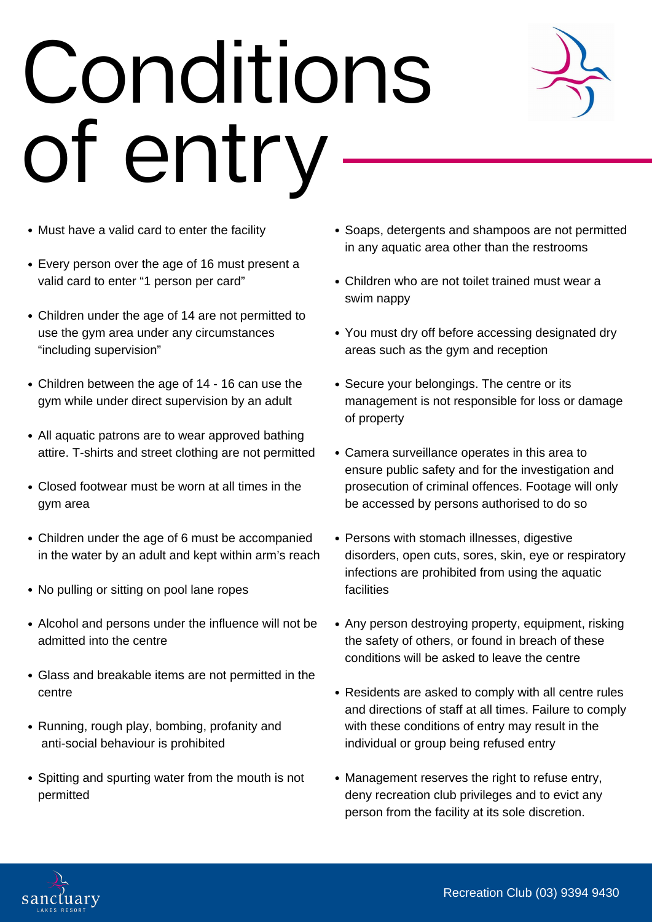# Conditions of entry

- Must have a valid card to enter the facility
- Every person over the age of 16 must present a valid card to enter "1 person per card"
- Children under the age of 14 are not permitted to use the gym area under any circumstances "including supervision"
- Children between the age of 14 - 16 can use the gym while under direct supervision by an adult
- All aquatic patrons are to wear approved bathing attire. T-shirts and street clothing are not permitted
- Closed footwear must be worn at all times in the gym area
- Children under the age of 6 must be accompanied in the water by an adult and kept within arm's reach
- No pulling or sitting on pool lane ropes
- Alcohol and persons under the influence will not be admitted into the centre
- Glass and breakable items are not permitted in the centre
- Running, rough play, bombing, profanity and anti-social behaviour is prohibited
- Spitting and spurting water from the mouth is not permitted
- Soaps, detergents and shampoos are not permitted in any aquatic area other than the restrooms
- Children who are not toilet trained must wear a swim nappy
- You must dry off before accessing designated dry areas such as the gym and reception
- Secure your belongings. The centre or its management is not responsible for loss or damage of property
- Camera surveillance operates in this area to ensure public safety and for the investigation and prosecution of criminal offences. Footage will only be accessed by persons authorised to do so
- Persons with stomach illnesses, digestive disorders, open cuts, sores, skin, eye or respiratory infections are prohibited from using the aquatic facilities
- Any person destroying property, equipment, risking the safety of others, or found in breach of these conditions will be asked to leave the centre
- Residents are asked to comply with all centre rules and directions of staff at all times. Failure to comply with these conditions of entry may result in the individual or group being refused entry
- Management reserves the right to refuse entry, deny recreation club privileges and to evict any person from the facility at its sole discretion.

sanctuary LAKES RESORT

Recreation Club (03) 9394 9430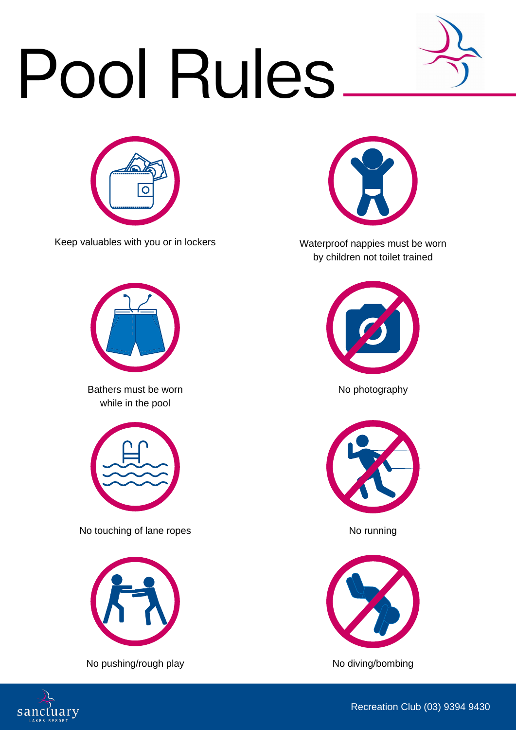# Pool Rules

Keep valuables with you or in lockers

Waterproof nappies must be worn by children not toilet trained

Bathers must be worn while in the pool

No photography

No touching of lane ropes

No running

No pushing/rough play

No diving/bombing

sanctuary LAKES RESORT

Recreation Club (03) 9394 9430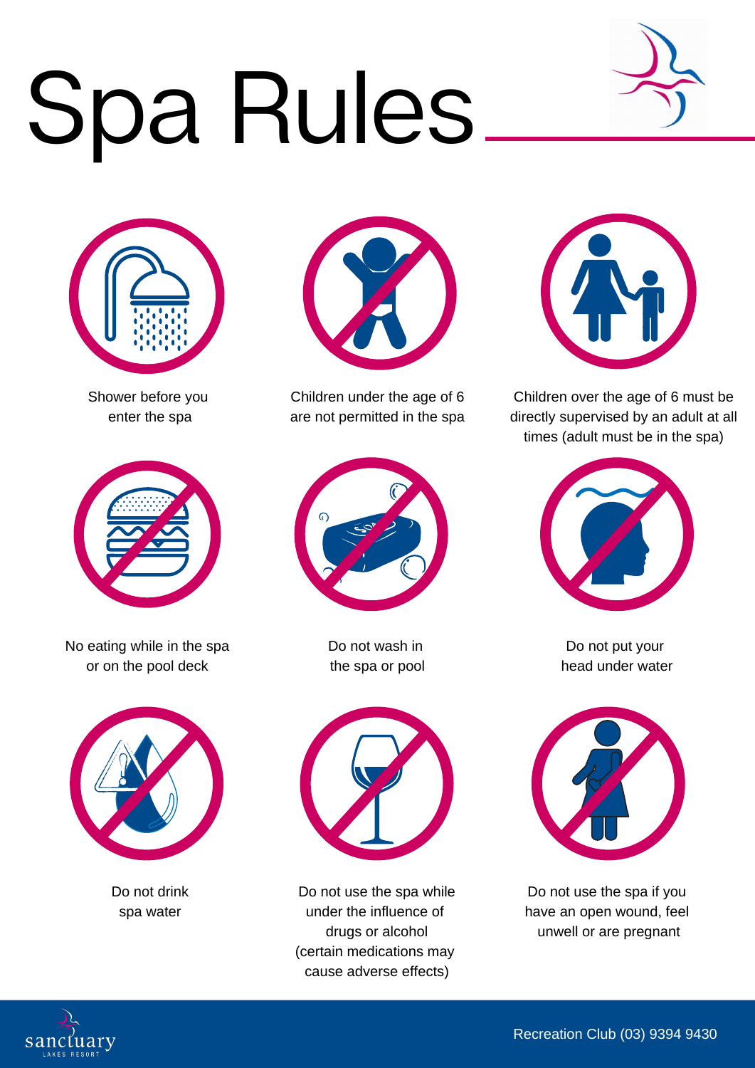# Spa Rules

Shower before you enter the spa

Children under the age of 6 are not permitted in the spa

Children over the age of 6 must be directly supervised by an adult at all times (adult must be in the spa)

No eating while in the spa or on the pool deck

Do not wash in the spa or pool

Do not put your head under water

Do not drink spa water

Do not use the spa while under the influence of drugs or alcohol (certain medications may cause adverse effects)

Do not use the spa if you have an open wound, feel unwell or are pregnant

sanctuary LAKES RESORT

Recreation Club (03) 9394 9430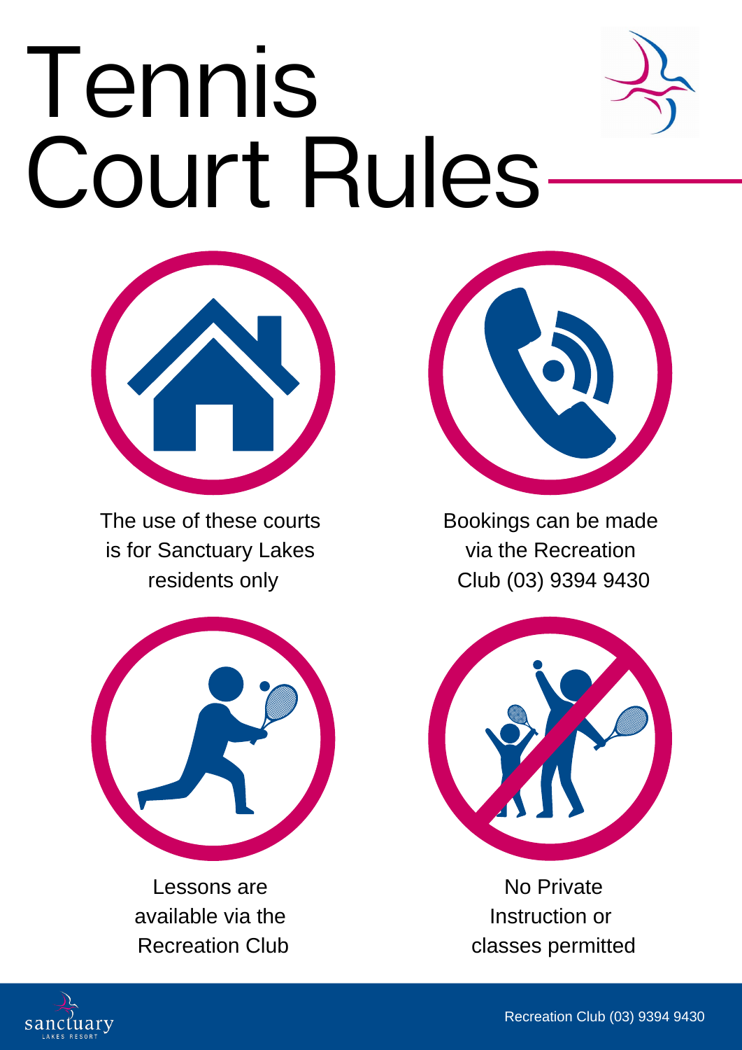# Tennis Court Rules

The use of these courts is for Sanctuary Lakes residents only

Bookings can be made via the Recreation Club (03) 9394 9430

Lessons are available via the Recreation Club

No Private Instruction or classes permitted

sanctuary LAKES RESORT

Recreation Club (03) 9394 9430